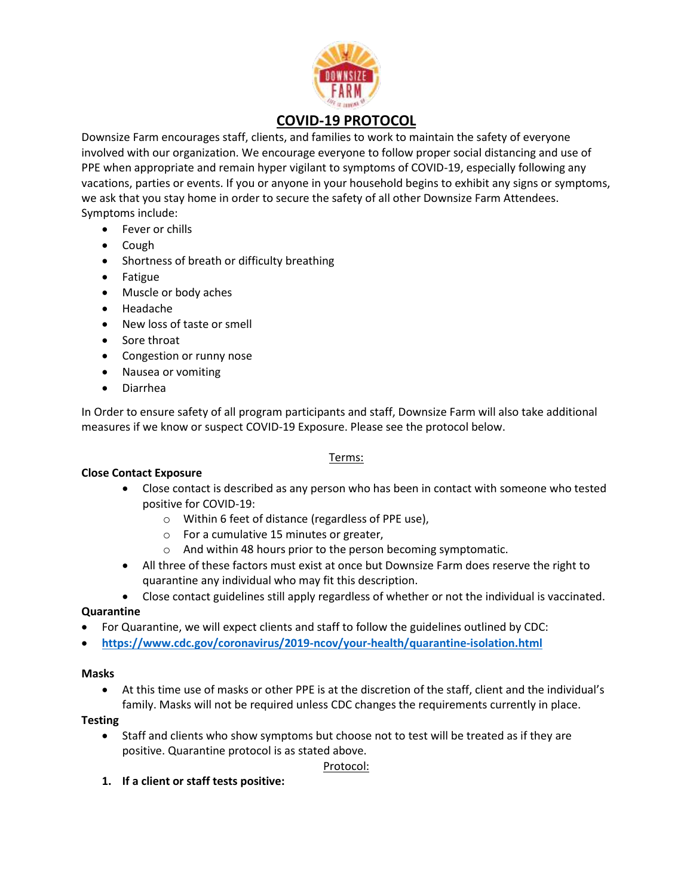# COVID-19 PROTOCOL

Downsize Farm encourages staff, clients, and families to work to maintain the safety of everyone involved with our organization. We encourage everyone to follow proper social distancing and use of PPE when appropriate and remain hyper vigilant to symptoms of COVID-19, especially following any vacations, parties or events. If you or anyone in your household begins to exhibit any signs or symptoms, we ask that you stay home in order to secure the safety of all other Downsize Farm Attendees. Symptoms include:

- Fever or chills
- Cough
- Shortness of breath or difficulty breathing
- Fatigue
- Muscle or body aches
- Headache
- New loss of taste or smell
- Sore throat
- Congestion or runny nose
- Nausea or vomiting
- Diarrhea

In Order to ensure safety of all program participants and staff, Downsize Farm will also take additional measures if we know or suspect COVID-19 Exposure. Please see the protocol below.

## Terms:

**Close Contact Exposure**

- Close contact is described as any person who has been in contact with someone who tested positive for COVID-19:
  - Within 6 feet of distance (regardless of PPE use),
  - For a cumulative 15 minutes or greater,
  - And within 48 hours prior to the person becoming symptomatic.
- All three of these factors must exist at once but Downsize Farm does reserve the right to quarantine any individual who may fit this description.
- Close contact guidelines still apply regardless of whether or not the individual is vaccinated.

**Quarantine**

- For Quarantine, we will expect clients and staff to follow the guidelines outlined by CDC:
- **https://www.cdc.gov/coronavirus/2019-ncov/your-health/quarantine-isolation.html**

**Masks**

- At this time use of masks or other PPE is at the discretion of the staff, client and the individual's family. Masks will not be required unless CDC changes the requirements currently in place.

**Testing**

- Staff and clients who show symptoms but choose not to test will be treated as if they are positive. Quarantine protocol is as stated above.

## Protocol:

1. **If a client or staff tests positive:**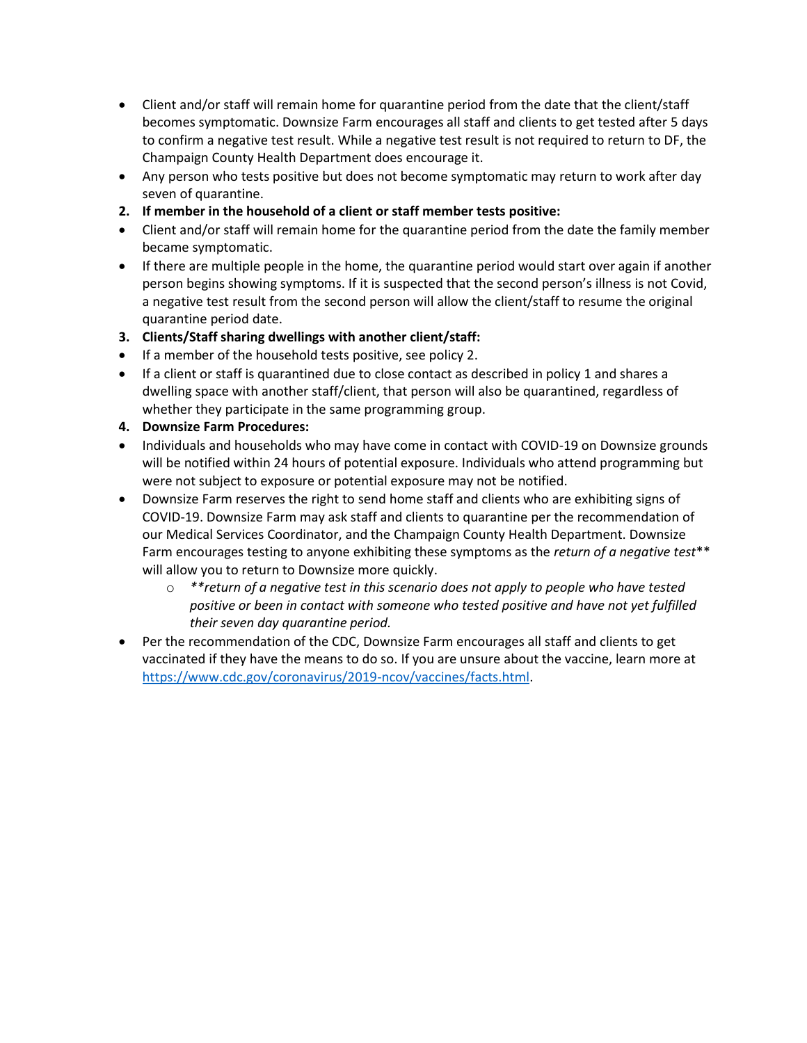- Client and/or staff will remain home for quarantine period from the date that the client/staff becomes symptomatic. Downsize Farm encourages all staff and clients to get tested after 5 days to confirm a negative test result. While a negative test result is not required to return to DF, the Champaign County Health Department does encourage it.
- Any person who tests positive but does not become symptomatic may return to work after day seven of quarantine.

2. **If member in the household of a client or staff member tests positive:**

- Client and/or staff will remain home for the quarantine period from the date the family member became symptomatic.
- If there are multiple people in the home, the quarantine period would start over again if another person begins showing symptoms. If it is suspected that the second person's illness is not Covid, a negative test result from the second person will allow the client/staff to resume the original quarantine period date.

3. **Clients/Staff sharing dwellings with another client/staff:**

- If a member of the household tests positive, see policy 2.
- If a client or staff is quarantined due to close contact as described in policy 1 and shares a dwelling space with another staff/client, that person will also be quarantined, regardless of whether they participate in the same programming group.

4. **Downsize Farm Procedures:**

- Individuals and households who may have come in contact with COVID-19 on Downsize grounds will be notified within 24 hours of potential exposure. Individuals who attend programming but were not subject to exposure or potential exposure may not be notified.
- Downsize Farm reserves the right to send home staff and clients who are exhibiting signs of COVID-19. Downsize Farm may ask staff and clients to quarantine per the recommendation of our Medical Services Coordinator, and the Champaign County Health Department. Downsize Farm encourages testing to anyone exhibiting these symptoms as the *return of a negative test*** will allow you to return to Downsize more quickly.
    - ***\*\*return of a negative test in this scenario does not apply to people who have tested positive or been in contact with someone who tested positive and have not yet fulfilled their seven day quarantine period.*
- Per the recommendation of the CDC, Downsize Farm encourages all staff and clients to get vaccinated if they have the means to do so. If you are unsure about the vaccine, learn more at [https://www.cdc.gov/coronavirus/2019-ncov/vaccines/facts.html](https://www.cdc.gov/coronavirus/2019-ncov/vaccines/facts.html).